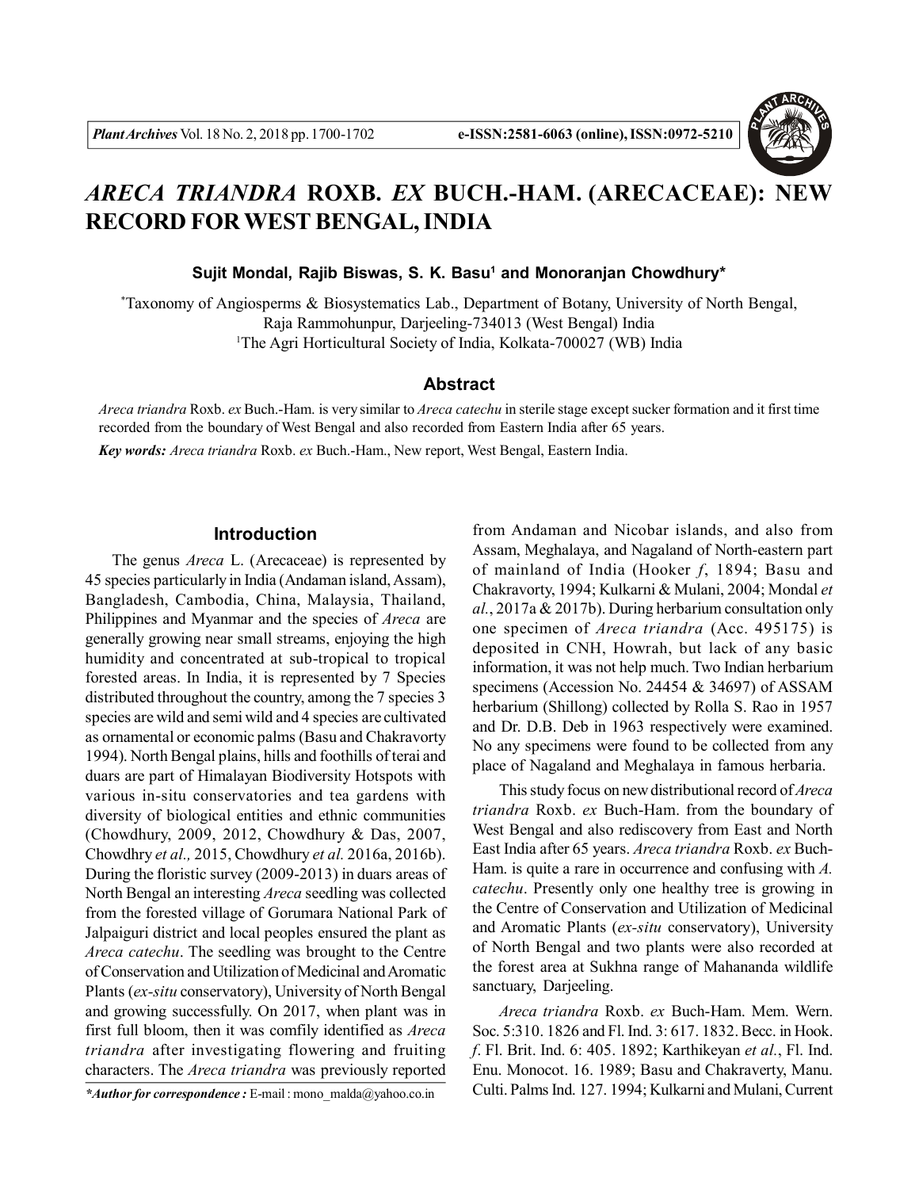# *ARECA TRIANDRA* ROXB. *EX* BUCH.-HAM. (ARECACEAE): NEW RECORD FOR WEST BENGAL, INDIA

**Sujit Mondal, Rajib Biswas, S. K. Basu[1] and Monoranjan Chowdhury***

*Taxonomy of Angiosperms & Biosystematics Lab., Department of Botany, University of North Bengal, Raja Rammohunpur, Darjeeling-734013 (West Bengal) India

[1]The Agri Horticultural Society of India, Kolkata-700027 (WB) India

## Abstract

*Areca triandra* Roxb. *ex* Buch.-Ham. is very similar to *Areca catechu* in sterile stage except sucker formation and it first time recorded from the boundary of West Bengal and also recorded from Eastern India after 65 years.

***Key words:*** *Areca triandra* Roxb. *ex* Buch.-Ham., New report, West Bengal, Eastern India.

## Introduction

The genus *Areca* L. (Arecaceae) is represented by 45 species particularly in India (Andaman island, Assam), Bangladesh, Cambodia, China, Malaysia, Thailand, Philippines and Myanmar and the species of *Areca* are generally growing near small streams, enjoying the high humidity and concentrated at sub-tropical to tropical forested areas. In India, it is represented by 7 Species distributed throughout the country, among the 7 species 3 species are wild and semi wild and 4 species are cultivated as ornamental or economic palms (Basu and Chakravorty 1994). North Bengal plains, hills and foothills of terai and duars are part of Himalayan Biodiversity Hotspots with various in-situ conservatories and tea gardens with diversity of biological entities and ethnic communities (Chowdhury, 2009, 2012, Chowdhury & Das, 2007, Chowdhry *et al.,* 2015, Chowdhury *et al.* 2016a, 2016b). During the floristic survey (2009-2013) in duars areas of North Bengal an interesting *Areca* seedling was collected from the forested village of Gorumara National Park of Jalpaiguri district and local peoples ensured the plant as *Areca catechu*. The seedling was brought to the Centre of Conservation and Utilization of Medicinal and Aromatic Plants (*ex-situ* conservatory), University of North Bengal and growing successfully. On 2017, when plant was in first full bloom, then it was comfily identified as *Areca triandra* after investigating flowering and fruiting characters. The *Areca triandra* was previously reported from Andaman and Nicobar islands, and also from Assam, Meghalaya, and Nagaland of North-eastern part of mainland of India (Hooker *f*, 1894; Basu and Chakravorty, 1994; Kulkarni & Mulani, 2004; Mondal *et al.*, 2017a & 2017b). During herbarium consultation only one specimen of *Areca triandra* (Acc. 495175) is deposited in CNH, Howrah, but lack of any basic information, it was not help much. Two Indian herbarium specimens (Accession No. 24454 & 34697) of ASSAM herbarium (Shillong) collected by Rolla S. Rao in 1957 and Dr. D.B. Deb in 1963 respectively were examined. No any specimens were found to be collected from any place of Nagaland and Meghalaya in famous herbaria.

This study focus on new distributional record of *Areca triandra* Roxb. *ex* Buch-Ham. from the boundary of West Bengal and also rediscovery from East and North East India after 65 years. *Areca triandra* Roxb. *ex* Buch-Ham. is quite a rare in occurrence and confusing with *A. catechu*. Presently only one healthy tree is growing in the Centre of Conservation and Utilization of Medicinal and Aromatic Plants (*ex-situ* conservatory), University of North Bengal and two plants were also recorded at the forest area at Sukhna range of Mahananda wildlife sanctuary, Darjeeling.

*Areca triandra* Roxb. *ex* Buch-Ham. Mem. Wern. Soc. 5:310. 1826 and Fl. Ind. 3: 617. 1832. Becc. in Hook. *f*. Fl. Brit. Ind. 6: 405. 1892; Karthikeyan *et al.*, Fl. Ind. Enu. Monocot. 16. 1989; Basu and Chakraverty, Manu. Culti. Palms Ind. 127. 1994; Kulkarni and Mulani, Current

****Author for correspondence :*** E-mail : mono_malda@yahoo.co.in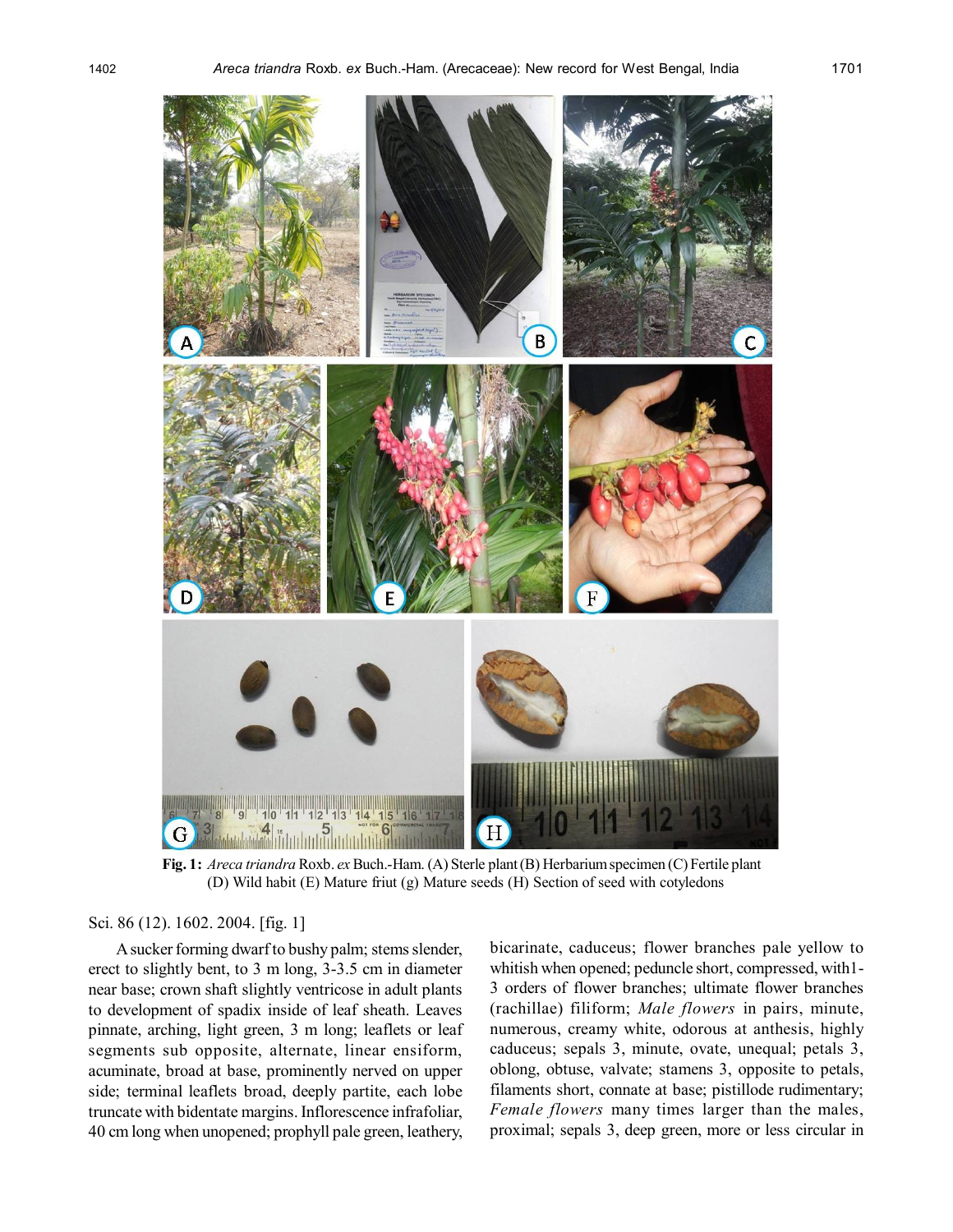**Fig. 1:** *Areca triandra* Roxb. *ex* Buch.-Ham. (A) Sterle plant (B) Herbarium specimen (C) Fertile plant (D) Wild habit (E) Mature friut (g) Mature seeds (H) Section of seed with cotyledons

Sci. 86 (12). 1602. 2004. [fig. 1]

A sucker forming dwarf to bushy palm; stems slender, erect to slightly bent, to 3 m long, 3-3.5 cm in diameter near base; crown shaft slightly ventricose in adult plants to development of spadix inside of leaf sheath. Leaves pinnate, arching, light green, 3 m long; leaflets or leaf segments sub opposite, alternate, linear ensiform, acuminate, broad at base, prominently nerved on upper side; terminal leaflets broad, deeply partite, each lobe truncate with bidentate margins. Inflorescence infrafoliar, 40 cm long when unopened; prophyll pale green, leathery, bicarinate, caduceus; flower branches pale yellow to whitish when opened; peduncle short, compressed, with1-3 orders of flower branches; ultimate flower branches (rachillae) filiform; *Male flowers* in pairs, minute, numerous, creamy white, odorous at anthesis, highly caduceus; sepals 3, minute, ovate, unequal; petals 3, oblong, obtuse, valvate; stamens 3, opposite to petals, filaments short, connate at base; pistillode rudimentary; *Female flowers* many times larger than the males, proximal; sepals 3, deep green, more or less circular in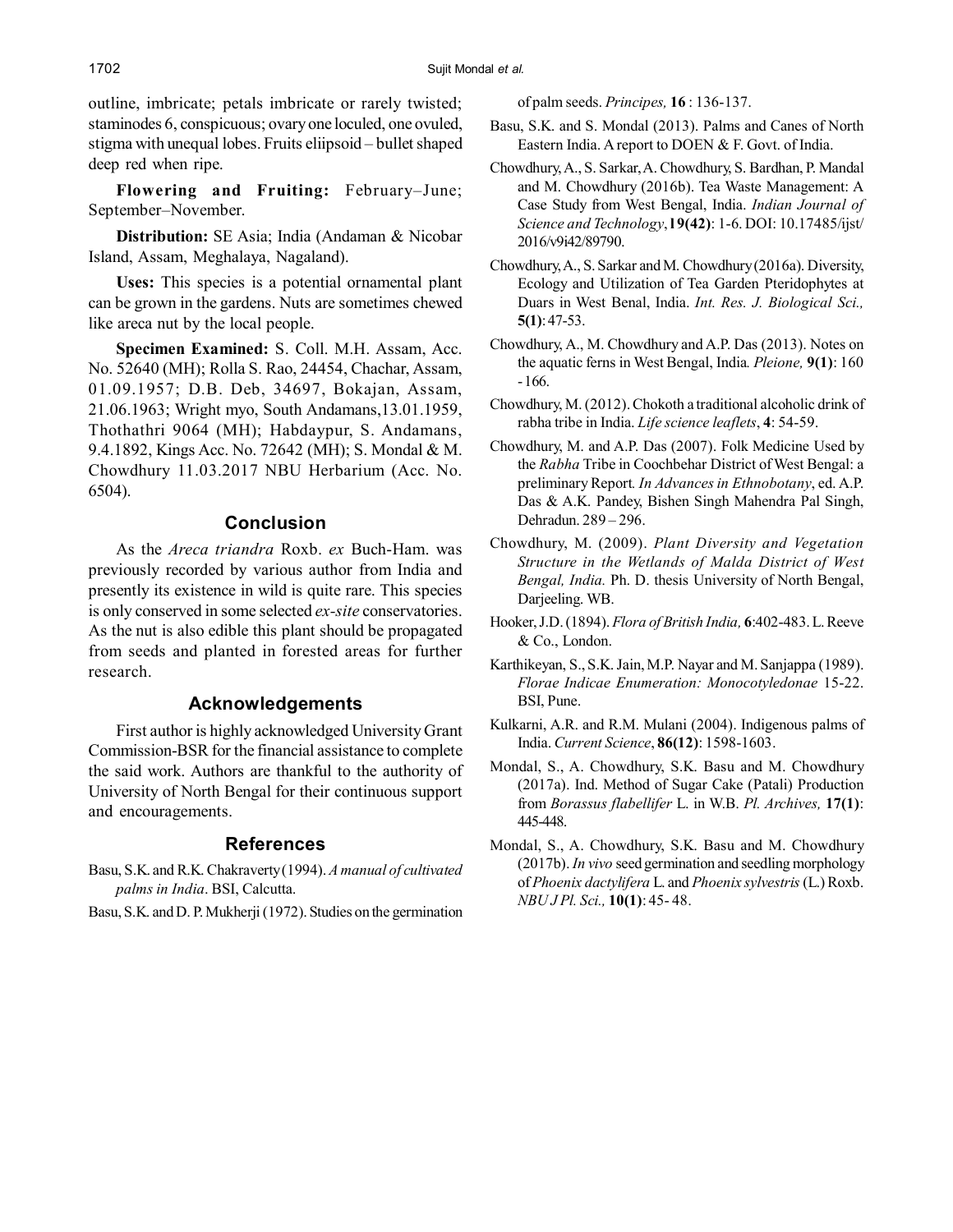outline, imbricate; petals imbricate or rarely twisted; staminodes 6, conspicuous; ovary one loculed, one ovuled, stigma with unequal lobes. Fruits eliipsoid – bullet shaped deep red when ripe.

**Flowering and Fruiting:** February–June; September–November.

**Distribution:** SE Asia; India (Andaman & Nicobar Island, Assam, Meghalaya, Nagaland).

**Uses:** This species is a potential ornamental plant can be grown in the gardens. Nuts are sometimes chewed like areca nut by the local people.

**Specimen Examined:** S. Coll. M.H. Assam, Acc. No. 52640 (MH); Rolla S. Rao, 24454, Chachar, Assam, 01.09.1957; D.B. Deb, 34697, Bokajan, Assam, 21.06.1963; Wright myo, South Andamans,13.01.1959, Thothathri 9064 (MH); Habdaypur, S. Andamans, 9.4.1892, Kings Acc. No. 72642 (MH); S. Mondal & M. Chowdhury 11.03.2017 NBU Herbarium (Acc. No. 6504).

## Conclusion

As the *Areca triandra* Roxb. *ex* Buch-Ham. was previously recorded by various author from India and presently its existence in wild is quite rare. This species is only conserved in some selected *ex-site* conservatories. As the nut is also edible this plant should be propagated from seeds and planted in forested areas for further research.

## Acknowledgements

First author is highly acknowledged University Grant Commission-BSR for the financial assistance to complete the said work. Authors are thankful to the authority of University of North Bengal for their continuous support and encouragements.

## References

Basu, S.K. and R.K. Chakraverty (1994). *A manual of cultivated palms in India*. BSI, Calcutta.

Basu, S.K. and D. P. Mukherji (1972). Studies on the germination of palm seeds. *Principes,* **16** : 136-137.

Basu, S.K. and S. Mondal (2013). Palms and Canes of North Eastern India. A report to DOEN & F. Govt. of India.

Chowdhury, A., S. Sarkar, A. Chowdhury, S. Bardhan, P. Mandal and M. Chowdhury (2016b). Tea Waste Management: A Case Study from West Bengal, India. *Indian Journal of Science and Technology*, **19(42)**: 1-6. DOI: 10.17485/ijst/2016/v9i42/89790.

Chowdhury, A., S. Sarkar and M. Chowdhury (2016a). Diversity, Ecology and Utilization of Tea Garden Pteridophytes at Duars in West Benal, India. *Int. Res. J. Biological Sci.,* **5(1)**: 47-53.

Chowdhury, A., M. Chowdhury and A.P. Das (2013). Notes on the aquatic ferns in West Bengal, India. *Pleione,* **9(1)**: 160 - 166.

Chowdhury, M. (2012). Chokoth a traditional alcoholic drink of rabha tribe in India. *Life science leaflets*, **4**: 54-59.

Chowdhury, M. and A.P. Das (2007). Folk Medicine Used by the *Rabha* Tribe in Coochbehar District of West Bengal: a preliminary Report. *In Advances in Ethnobotany*, ed. A.P. Das & A.K. Pandey, Bishen Singh Mahendra Pal Singh, Dehradun. 289 – 296.

Chowdhury, M. (2009). *Plant Diversity and Vegetation Structure in the Wetlands of Malda District of West Bengal, India.* Ph. D. thesis University of North Bengal, Darjeeling. WB.

Hooker, J.D. (1894). *Flora of British India,* **6**:402-483. L. Reeve & Co., London.

Karthikeyan, S., S.K. Jain, M.P. Nayar and M. Sanjappa (1989). *Florae Indicae Enumeration: Monocotyledonae* 15-22. BSI, Pune.

Kulkarni, A.R. and R.M. Mulani (2004). Indigenous palms of India. *Current Science*, **86(12)**: 1598-1603.

Mondal, S., A. Chowdhury, S.K. Basu and M. Chowdhury (2017a). Ind. Method of Sugar Cake (Patali) Production from *Borassus flabellifer* L. in W.B. *Pl. Archives,* **17(1)**: 445-448.

Mondal, S., A. Chowdhury, S.K. Basu and M. Chowdhury (2017b). *In vivo* seed germination and seedling morphology of *Phoenix dactylifera* L. and *Phoenix sylvestris* (L.) Roxb. *NBU J Pl. Sci.,* **10(1)**: 45- 48.